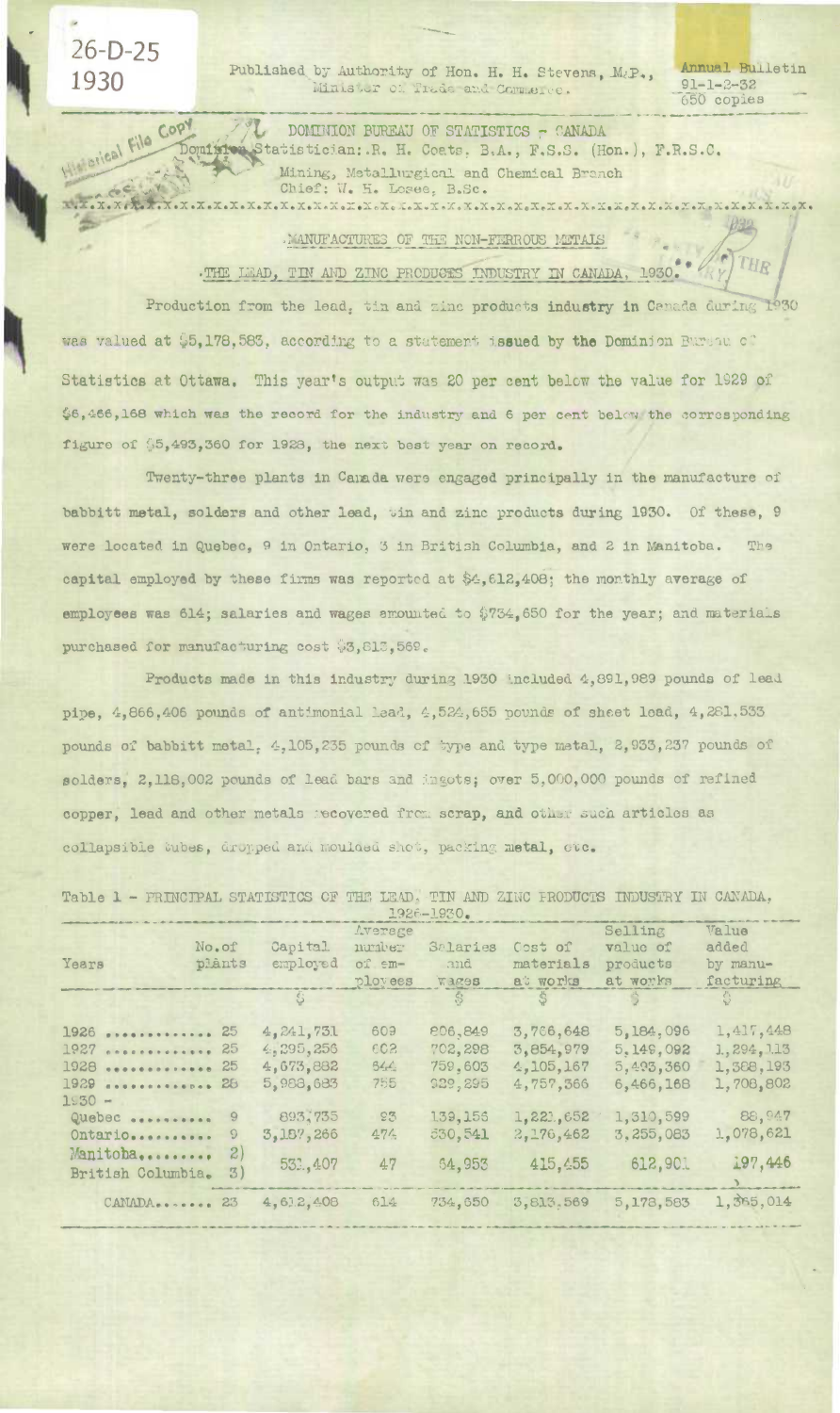26-D-25
1930

Published by Authority of Hon. H. H. Stevens, M.P., Minister of Trade and Commerce.

Annual Bulletin
91-1-2-32
650 copies

DOMINION BUREAU OF STATISTICS - CANADA
Dominion Statistician: R. H. Coats, B.A., F.S.S. (Hon.), F.R.S.C.
Mining, Metallurgical and Chemical Branch
Chief: W. H. Losee, B.Sc.

## MANUFACTURES OF THE NON-FERROUS METALS

## THE LEAD, TIN AND ZINC PRODUCTS INDUSTRY IN CANADA, 1930.

Production from the lead, tin and zinc products industry in Canada during 1930 was valued at $5,178,583, according to a statement issued by the Dominion Bureau of Statistics at Ottawa. This year's output was 20 per cent below the value for 1929 of $6,466,168 which was the record for the industry and 6 per cent below the corresponding figure of $5,493,360 for 1928, the next best year on record.

Twenty-three plants in Canada were engaged principally in the manufacture of babbitt metal, solders and other lead, tin and zinc products during 1930. Of these, 9 were located in Quebec, 9 in Ontario, 3 in British Columbia, and 2 in Manitoba. The capital employed by these firms was reported at $4,612,408; the monthly average of employees was 614; salaries and wages amounted to $734,650 for the year; and materials purchased for manufacturing cost $3,813,569.

Products made in this industry during 1930 included 4,891,989 pounds of lead pipe, 4,866,406 pounds of antimonial lead, 4,524,655 pounds of sheet lead, 4,281,533 pounds of babbitt metal, 4,105,235 pounds of type and type metal, 2,933,237 pounds of solders, 2,118,002 pounds of lead bars and ingots; over 5,000,000 pounds of refined copper, lead and other metals recovered from scrap, and other such articles as collapsible tubes, dropped and moulded shot, packing metal, etc.

Table 1 - PRINCIPAL STATISTICS OF THE LEAD, TIN AND ZINC PRODUCTS INDUSTRY IN CANADA, 1926-1930.

| Years | No. of plants | Capital employed | Average number of employees | Salaries and wages | Cost of materials at works | Selling value of products at works | Value added by manufacturing |
|---|---|---|---|---|---|---|---|
| | | $ | | $ | $ | $ | $ |
| 1926 | 25 | 4,241,731 | 609 | 806,849 | 3,766,648 | 5,184,096 | 1,417,448 |
| 1927 | 25 | 4,295,256 | 602 | 702,298 | 3,854,979 | 5,149,092 | 1,294,113 |
| 1928 | 25 | 4,673,882 | 644 | 759,603 | 4,105,167 | 5,493,360 | 1,388,193 |
| 1929 | 25 | 5,988,683 | 755 | 929,295 | 4,757,366 | 6,466,168 | 1,708,802 |
| 1930 - | | | | | | | |
| Quebec | 9 | 893,735 | 93 | 139,156 | 1,221,652 | 1,310,599 | 88,947 |
| Ontario | 9 | 3,187,266 | 474 | 530,541 | 2,176,462 | 3,255,083 | 1,078,621 |
| Manitoba | 2) | 531,407 | 47 | 64,953 | 415,455 | 612,901 | 197,446 |
| British Columbia | 3) | | | | | | |
| CANADA | 23 | 4,612,408 | 614 | 734,650 | 3,813,569 | 5,178,583 | 1,365,014 |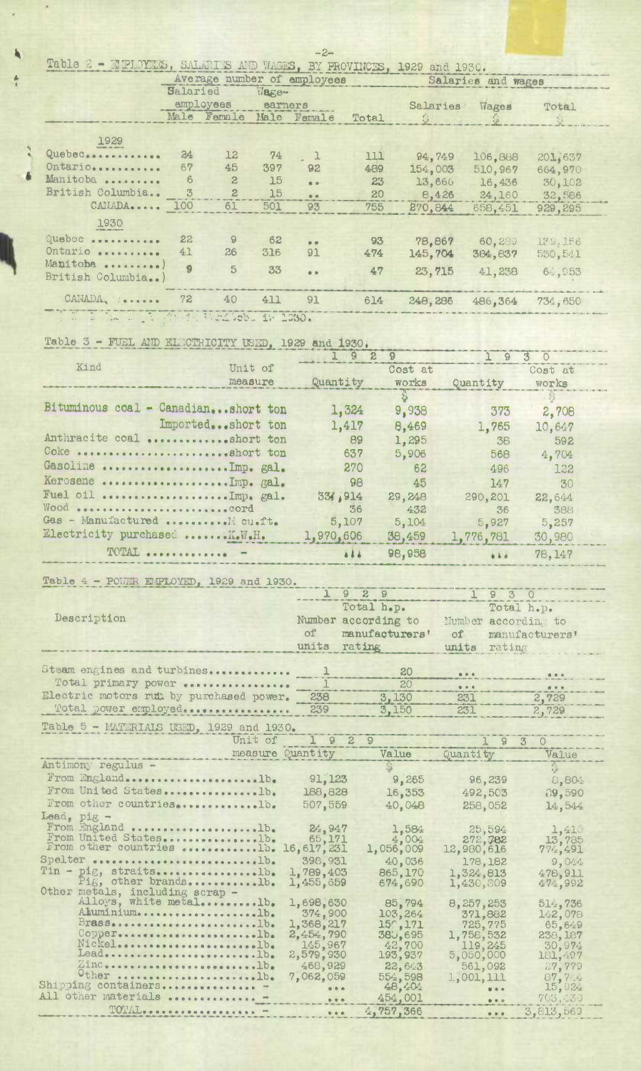Table 2 - EMPLOYEES, SALARIES AND WAGES, BY PROVINCES, 1929 and 1930.

| | Average number of employees | | | | | Salaries and wages | | |
|---|---|---|---|---|---|---|---|---|
| | Salaried employees | | Wage-earners | | | | | |
| | Male | Female | Male | Female | Total | Salaries $ | Wages $ | Total $ |
| **1929** | | | | | | | | |
| Quebec............ | 24 | 12 | 74 | 1 | 111 | 94,749 | 106,888 | 201,637 |
| Ontario........... | 67 | 45 | 397 | 92 | 489 | 154,003 | 510,967 | 664,970 |
| Manitoba ......... | 6 | 2 | 15 | .. | 23 | 13,666 | 16,436 | 30,102 |
| British Columbia.. | 3 | 2 | 15 | .. | 20 | 8,426 | 24,160 | 32,586 |
| CANADA..... | 100 | 61 | 501 | 93 | 755 | 270,844 | 658,451 | 929,295 |
| **1930** | | | | | | | | |
| Quebec ........... | 22 | 9 | 62 | .. | 93 | 78,867 | 60,289 | 139,156 |
| Ontario .......... | 41 | 26 | 316 | 91 | 474 | 145,704 | 384,837 | 530,541 |
| Manitoba .........) British Columbia..) | 9 | 5 | 33 | .. | 47 | 23,715 | 41,238 | 64,953 |
| CANADA. ...... | 72 | 40 | 411 | 91 | 614 | 248,286 | 486,364 | 734,650 |

Table 3 - FUEL AND ELECTRICITY USED, 1929 and 1930.

| Kind | Unit of measure | 1929 Quantity | 1929 Cost at works $ | 1930 Quantity | 1930 Cost at works $ |
|---|---|---|---|---|---|
| Bituminous coal - Canadian... | short ton | 1,324 | 9,938 | 373 | 2,708 |
| Imported... | short ton | 1,417 | 8,469 | 1,765 | 10,647 |
| Anthracite coal ............ | short ton | 89 | 1,295 | 38 | 592 |
| Coke ....................... | short ton | 637 | 5,906 | 568 | 4,704 |
| Gasoline ................... | Imp. gal. | 270 | 62 | 496 | 122 |
| Kerosene ................... | Imp. gal. | 98 | 45 | 147 | 30 |
| Fuel oil ................... | Imp. gal. | 331,914 | 29,248 | 290,201 | 22,644 |
| Wood ....................... | cord | 36 | 432 | 36 | 388 |
| Gas - Manufactured ......... | M cu.ft. | 5,107 | 5,104 | 5,927 | 5,257 |
| Electricity purchased ...... | K.W.H. | 1,970,606 | 38,459 | 1,776,781 | 30,980 |
| TOTAL ............ | - | ... | 98,958 | ... | 78,147 |

Table 4 - POWER EMPLOYED, 1929 and 1930.

| Description | 1929 Number of units | 1929 Total h.p. according to manufacturers' rating | 1930 Number of units | 1930 Total h.p. according to manufacturers' rating |
|---|---|---|---|---|
| Steam engines and turbines............ | 1 | 20 | ... | ... |
| Total primary power ................ | 1 | 20 | ... | ... |
| Electric motors run by purchased power. | 238 | 3,130 | 231 | 2,729 |
| Total power employed................ | 239 | 3,150 | 231 | 2,729 |

Table 5 - MATERIALS USED, 1929 and 1930.

| | Unit of measure | 1929 Quantity | 1929 Value $ | 1930 Quantity | 1930 Value $ |
|---|---|---|---|---|---|
| Antimony regulus - | | | | | |
| From England..................... | lb. | 91,123 | 9,265 | 96,239 | 8,804 |
| From United States............... | lb. | 188,828 | 16,353 | 492,503 | 39,590 |
| From other countries............. | lb. | 507,559 | 40,048 | 258,052 | 14,544 |
| Lead, pig - | | | | | |
| From England .................... | lb. | 24,947 | 1,584 | 25,594 | 1,410 |
| From United States............... | lb. | 65,171 | 4,004 | 272,782 | 13,785 |
| From other countries ............ | lb. | 16,617,231 | 1,056,009 | 12,980,616 | 774,491 |
| Spelter ......................... | lb. | 398,931 | 40,036 | 178,182 | 9,044 |
| Tin - pig, straits............... | lb. | 1,789,403 | 865,170 | 1,324,813 | 478,911 |
| Pig, other brands............ | lb. | 1,455,659 | 674,690 | 1,430,809 | 474,992 |
| Other metals, including scrap - | | | | | |
| Alloys, white metal.......... | lb. | 1,698,630 | 85,794 | 8,257,253 | 514,736 |
| Aluminium.................... | lb. | 374,900 | 103,264 | 371,882 | 142,078 |
| Brass........................ | lb. | 1,368,217 | 157,171 | 725,775 | 65,649 |
| Copper....................... | lb. | 2,454,790 | 380,695 | 1,758,532 | 238,187 |
| Nickel....................... | lb. | 145,967 | 42,700 | 119,245 | 30,974 |
| Lead......................... | lb. | 2,579,930 | 193,937 | 5,050,000 | 181,497 |
| Zinc......................... | lb. | 468,929 | 22,643 | 561,092 | 27,779 |
| Other ....................... | lb. | 7,062,059 | 554,598 | 1,001,111 | 87,744 |
| Shipping containers.............. | - | ... | 48,404 | ... | 15,924 |
| All other materials ............. | - | ... | 454,001 | ... | 705,430 |
| TOTAL.................. | - | ... | 4,757,366 | ... | 3,813,563 |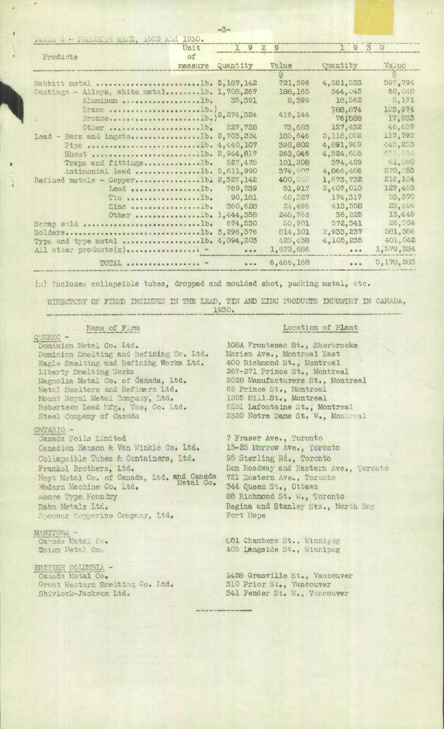Table 6 - PRODUCTS MADE, 1929 and 1930.

| Products | Unit of measure | 1929 Quantity | 1929 Value $ | 1930 Quantity | 1930 Value $ |
|---|---|---|---|---|---|
| Babbitt metal | lb. | 5,187,142 | 721,596 | 4,281,533 | 597,794 |
| Castings - Alloys, white metal | lb. | 1,708,267 | 188,165 | 344,045 | 60,448 |
| Aluminum | lb. | 35,391 | 8,399 | 18,562 | 3,171 |
| Brass | lb. | 2,274,324 | 416,144 | 788,874 | 103,974 |
| Bronze | lb. | | | 76,888 | 17,933 |
| Other | lb. | 227,728 | 73,683 | 127,432 | 46,657 |
| Lead - Bars and ingots | lb. | 2,703,224 | 185,646 | 2,118,002 | 117,792 |
| Pipe | lb. | 4,440,107 | 398,802 | 4,891,989 | 443,253 |
| Sheet | lb. | 2,944,817 | 263,046 | 4,524,655 | 452,814 |
| Traps and fittings | lb. | 527,475 | 101,208 | 374,429 | 61,890 |
| Antimonial lead | lb. | 5,611,990 | 374,907 | 4,866,406 | 270,253 |
| Refined metals - Copper | lb. | 2,327,142 | 400,040 | 1,673,732 | 216,104 |
| Lead | lb. | 769,539 | 51,917 | 2,407,010 | 127,453 |
| Tin | lb. | 90,181 | 40,327 | 174,317 | 53,370 |
| Zinc | lb. | 360,628 | 24,496 | 413,558 | 23,696 |
| Other | lb. | 1,444,358 | 248,763 | 36,225 | 13,445 |
| Scrap sold | lb. | 674,530 | 55,901 | 572,541 | 26,994 |
| Solders | lb. | 3,296,576 | 814,101 | 2,933,237 | 581,386 |
| Type and type metal | lb. | 4,094,203 | 425,438 | 4,105,235 | 401,042 |
| All other products(x) | - | ... | 1,672,686 | ... | 1,579,334 |
| TOTAL | - | ... | 6,466,168 | ... | 5,178,583 |

(x) Includes collapsible tubes, dropped and moulded shot, packing metal, etc.

## DIRECTORY OF FIRMS INCLUDED IN THE LEAD, TIN AND ZINC PRODUCTS INDUSTRY IN CANADA, 1930.

| Name of Firm | Location of Plant |
|---|---|
| **QUEBEC -** | |
| Dominion Metal Co. Ltd. | 108A Frontenac St., Sherbrooke |
| Dominion Smelting and Refining Co. Ltd. | Marien Ave., Montreal East |
| Eagle Smelting and Refining Works Ltd. | 400 Richmond St., Montreal |
| Liberty Smelting Works | 267-271 Prince St., Montreal |
| Magnolia Metal Co. of Canada, Ltd. | 2028 Manufacturers St., Montreal |
| Metal Smelters and Refiners Ltd. | 65 Prince St., Montreal |
| Mount Royal Metal Company, Ltd. | 1205 Mill St., Montreal |
| Robertson Lead Mfg., The, Co. Ltd. | 6251 Lafontaine St., Montreal |
| Steel Company of Canada | 2320 Notre Dame St. W., Montreal |
| **ONTARIO -** | |
| Canada Foils Limited | 7 Fraser Ave., Toronto |
| Canadian Hanson & Van Winkle Co. Ltd. | 15-25 Morrow Ave., Toronto |
| Collapsible Tubes & Containers, Ltd. | 95 Sterling Rd., Toronto |
| Frankel Brothers, Ltd. | Don Roadway and Eastern Ave., Toronto |
| Hoyt Metal Co. of Canada, Ltd. and Canada Metal Co. | 721 Eastern Ave., Toronto |
| Modern Machine Co. Ltd. | 344 Queen St., Ottawa |
| Moore Type Foundry | 88 Richmond St. W., Toronto |
| Rahn Metals Ltd. | Regina and Stanley Sts., North Bay |
| Spooner Copperine Company, Ltd. | Port Hope |
| **MANITOBA -** | |
| Canada Metal Co. | 101 Chambers St., Winnipeg |
| Union Metal Co. | 405 Langside St., Winnipeg |
| **BRITISH COLUMBIA -** | |
| Canada Metal Co. | 1428 Granville St., Vancouver |
| Great Western Smelting Co. Ltd. | 310 Prior St., Vancouver |
| Shivlock-Jackson Ltd. | 341 Pender St. W., Vancouver |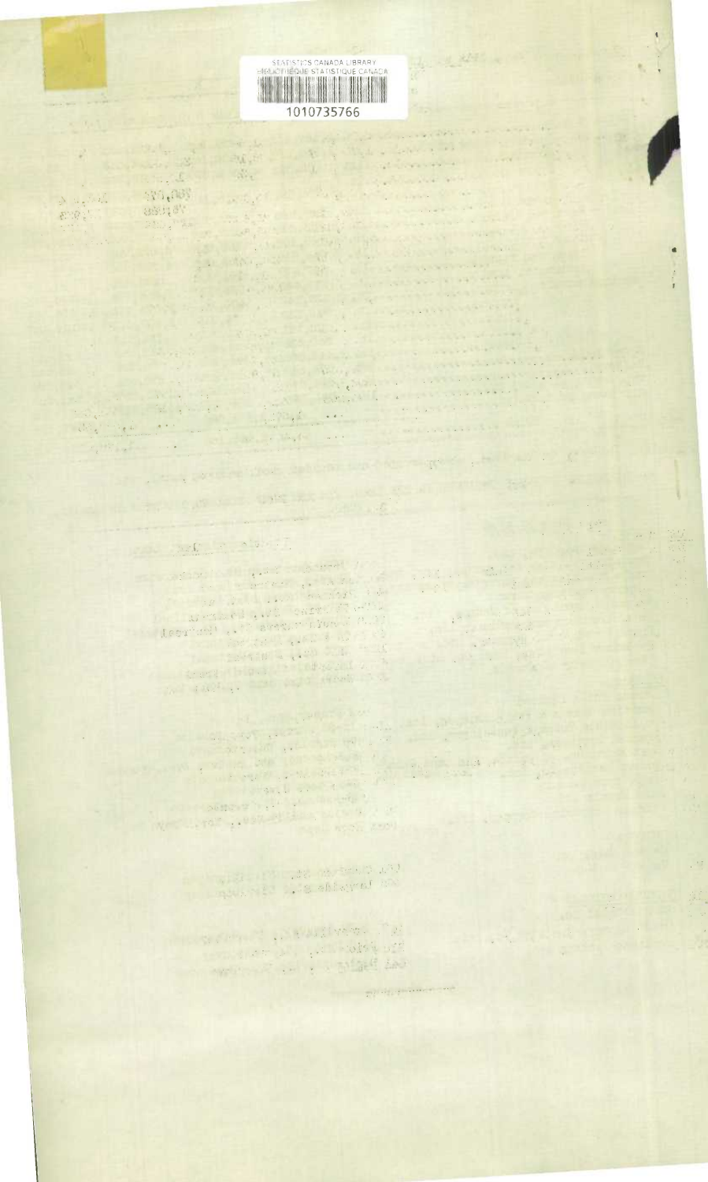STATISTICS CANADA LIBRARY
BIBLIOTHÈQUE STATISTIQUE CANADA

1010735766